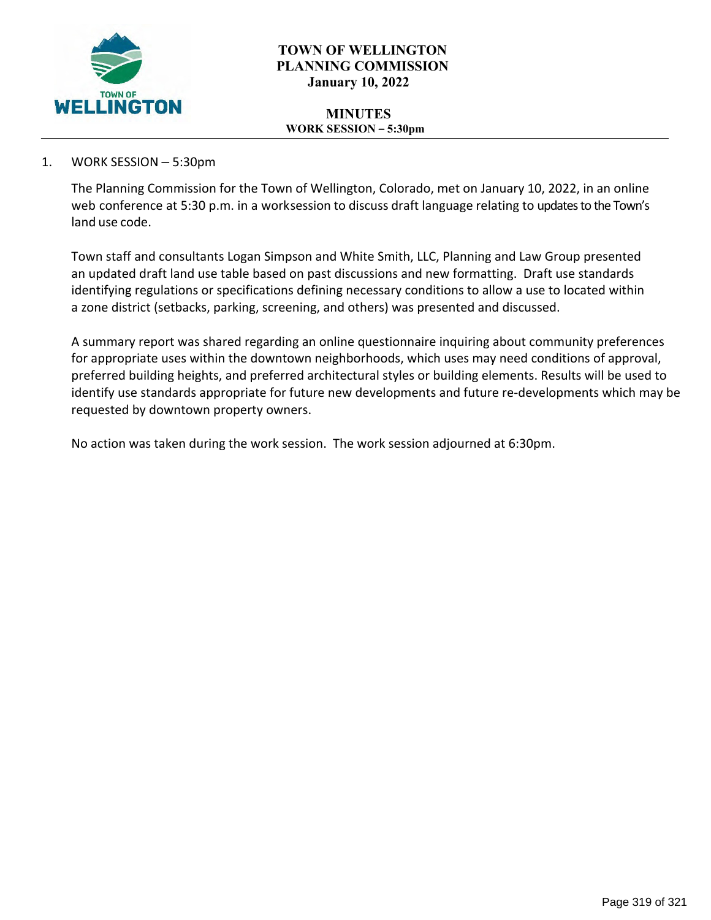# TOWN OF WELLINGTON PLANNING COMMISSION

**January 10, 2022**

## MINUTES

**WORK SESSION – 5:30pm**

1. WORK SESSION – 5:30pm

   The Planning Commission for the Town of Wellington, Colorado, met on January 10, 2022, in an online web conference at 5:30 p.m. in a worksession to discuss draft language relating to updates to the Town's land use code.

   Town staff and consultants Logan Simpson and White Smith, LLC, Planning and Law Group presented an updated draft land use table based on past discussions and new formatting. Draft use standards identifying regulations or specifications defining necessary conditions to allow a use to located within a zone district (setbacks, parking, screening, and others) was presented and discussed.

   A summary report was shared regarding an online questionnaire inquiring about community preferences for appropriate uses within the downtown neighborhoods, which uses may need conditions of approval, preferred building heights, and preferred architectural styles or building elements. Results will be used to identify use standards appropriate for future new developments and future re-developments which may be requested by downtown property owners.

   No action was taken during the work session. The work session adjourned at 6:30pm.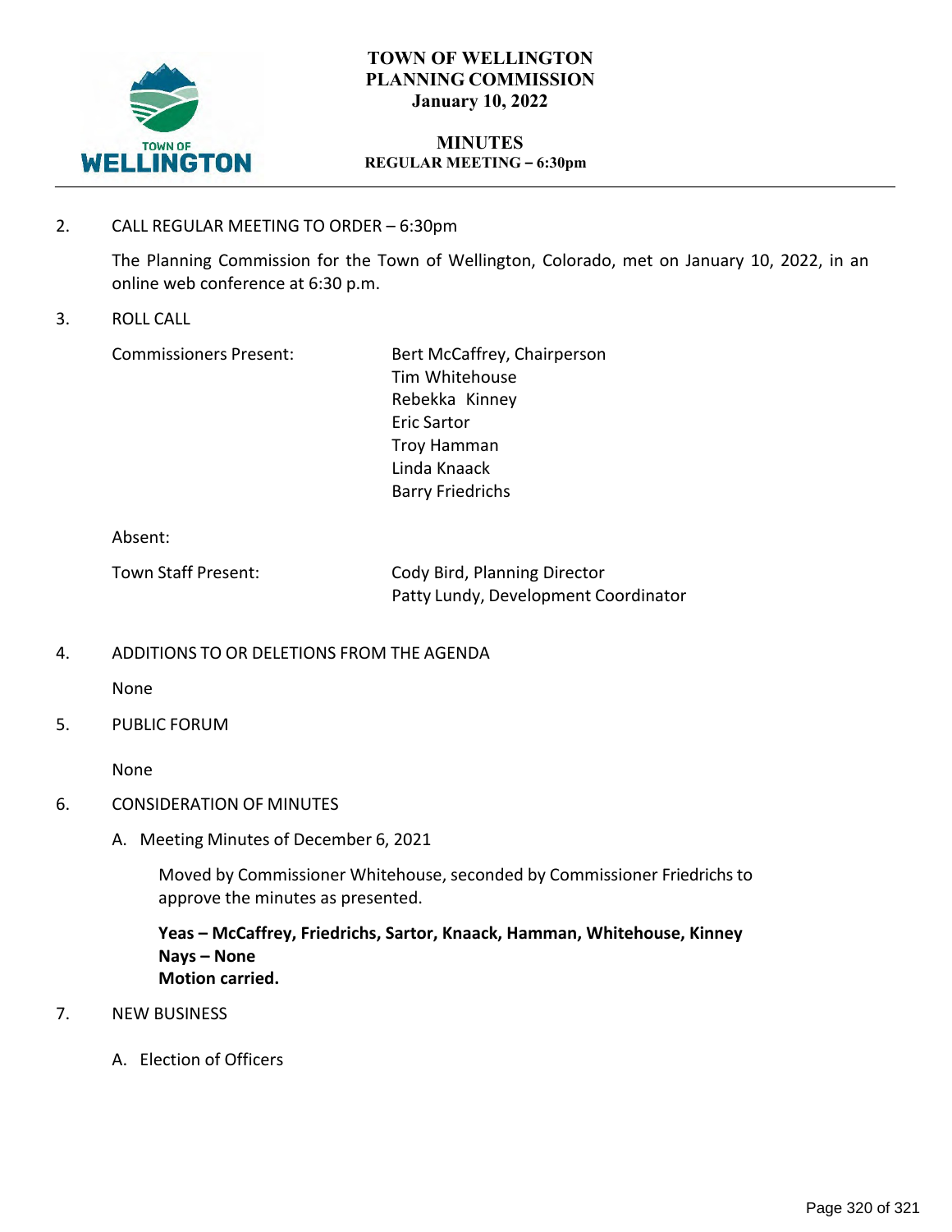# TOWN OF WELLINGTON
# PLANNING COMMISSION
**January 10, 2022**

## MINUTES
**REGULAR MEETING – 6:30pm**

---

2. CALL REGULAR MEETING TO ORDER – 6:30pm

   The Planning Commission for the Town of Wellington, Colorado, met on January 10, 2022, in an online web conference at 6:30 p.m.

3. ROLL CALL

   | | |
   |---|---|
   | Commissioners Present: | Bert McCaffrey, Chairperson<br>Tim Whitehouse<br>Rebekka Kinney<br>Eric Sartor<br>Troy Hamman<br>Linda Knaack<br>Barry Friedrichs |
   | Absent: | |
   | Town Staff Present: | Cody Bird, Planning Director<br>Patty Lundy, Development Coordinator |

4. ADDITIONS TO OR DELETIONS FROM THE AGENDA

   None

5. PUBLIC FORUM

   None

6. CONSIDERATION OF MINUTES

   A. Meeting Minutes of December 6, 2021

      Moved by Commissioner Whitehouse, seconded by Commissioner Friedrichs to approve the minutes as presented.

      **Yeas – McCaffrey, Friedrichs, Sartor, Knaack, Hamman, Whitehouse, Kinney**
      **Nays – None**
      **Motion carried.**

7. NEW BUSINESS

   A. Election of Officers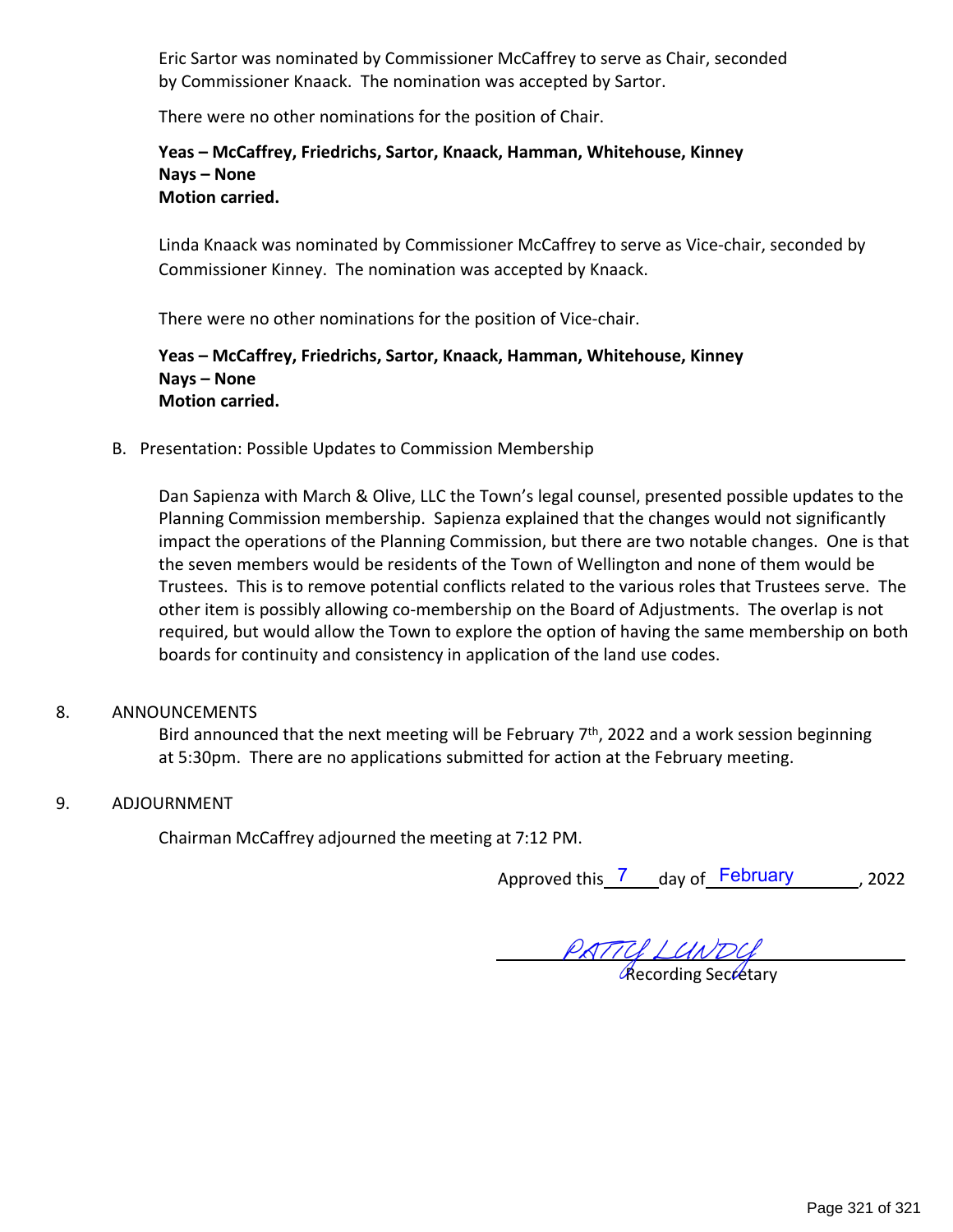Eric Sartor was nominated by Commissioner McCaffrey to serve as Chair, seconded by Commissioner Knaack. The nomination was accepted by Sartor.

There were no other nominations for the position of Chair.

**Yeas – McCaffrey, Friedrichs, Sartor, Knaack, Hamman, Whitehouse, Kinney**
**Nays – None**
**Motion carried.**

Linda Knaack was nominated by Commissioner McCaffrey to serve as Vice-chair, seconded by Commissioner Kinney. The nomination was accepted by Knaack.

There were no other nominations for the position of Vice-chair.

**Yeas – McCaffrey, Friedrichs, Sartor, Knaack, Hamman, Whitehouse, Kinney**
**Nays – None**
**Motion carried.**

B. Presentation: Possible Updates to Commission Membership

Dan Sapienza with March & Olive, LLC the Town's legal counsel, presented possible updates to the Planning Commission membership. Sapienza explained that the changes would not significantly impact the operations of the Planning Commission, but there are two notable changes. One is that the seven members would be residents of the Town of Wellington and none of them would be Trustees. This is to remove potential conflicts related to the various roles that Trustees serve. The other item is possibly allowing co-membership on the Board of Adjustments. The overlap is not required, but would allow the Town to explore the option of having the same membership on both boards for continuity and consistency in application of the land use codes.

8. ANNOUNCEMENTS

Bird announced that the next meeting will be February 7th, 2022 and a work session beginning at 5:30pm. There are no applications submitted for action at the February meeting.

9. ADJOURNMENT

Chairman McCaffrey adjourned the meeting at 7:12 PM.

Approved this 7 day of February, 2022

PATTY LUNDY
Recording Secretary